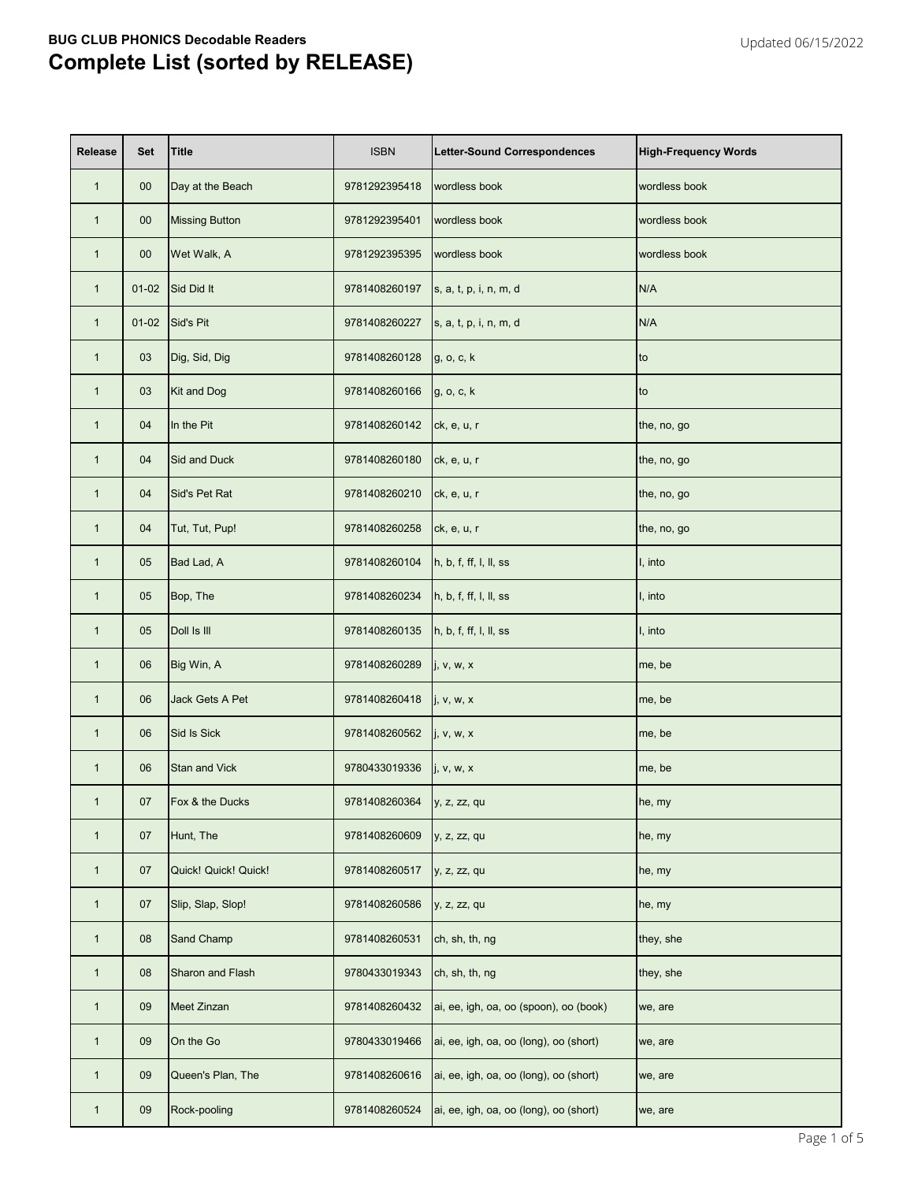**BUG CLUB PHONICS Decodable Readers**

# Complete List (sorted by RELEASE)

Updated 06/15/2022

| Release | Set | Title | ISBN | Letter-Sound Correspondences | High-Frequency Words |
|---|---|---|---|---|---|
| 1 | 00 | Day at the Beach | 9781292395418 | wordless book | wordless book |
| 1 | 00 | Missing Button | 9781292395401 | wordless book | wordless book |
| 1 | 00 | Wet Walk, A | 9781292395395 | wordless book | wordless book |
| 1 | 01-02 | Sid Did It | 9781408260197 | s, a, t, p, i, n, m, d | N/A |
| 1 | 01-02 | Sid's Pit | 9781408260227 | s, a, t, p, i, n, m, d | N/A |
| 1 | 03 | Dig, Sid, Dig | 9781408260128 | g, o, c, k | to |
| 1 | 03 | Kit and Dog | 9781408260166 | g, o, c, k | to |
| 1 | 04 | In the Pit | 9781408260142 | ck, e, u, r | the, no, go |
| 1 | 04 | Sid and Duck | 9781408260180 | ck, e, u, r | the, no, go |
| 1 | 04 | Sid's Pet Rat | 9781408260210 | ck, e, u, r | the, no, go |
| 1 | 04 | Tut, Tut, Pup! | 9781408260258 | ck, e, u, r | the, no, go |
| 1 | 05 | Bad Lad, A | 9781408260104 | h, b, f, ff, l, ll, ss | I, into |
| 1 | 05 | Bop, The | 9781408260234 | h, b, f, ff, l, ll, ss | I, into |
| 1 | 05 | Doll Is Ill | 9781408260135 | h, b, f, ff, l, ll, ss | I, into |
| 1 | 06 | Big Win, A | 9781408260289 | j, v, w, x | me, be |
| 1 | 06 | Jack Gets A Pet | 9781408260418 | j, v, w, x | me, be |
| 1 | 06 | Sid Is Sick | 9781408260562 | j, v, w, x | me, be |
| 1 | 06 | Stan and Vick | 9780433019336 | j, v, w, x | me, be |
| 1 | 07 | Fox & the Ducks | 9781408260364 | y, z, zz, qu | he, my |
| 1 | 07 | Hunt, The | 9781408260609 | y, z, zz, qu | he, my |
| 1 | 07 | Quick! Quick! Quick! | 9781408260517 | y, z, zz, qu | he, my |
| 1 | 07 | Slip, Slap, Slop! | 9781408260586 | y, z, zz, qu | he, my |
| 1 | 08 | Sand Champ | 9781408260531 | ch, sh, th, ng | they, she |
| 1 | 08 | Sharon and Flash | 9780433019343 | ch, sh, th, ng | they, she |
| 1 | 09 | Meet Zinzan | 9781408260432 | ai, ee, igh, oa, oo (spoon), oo (book) | we, are |
| 1 | 09 | On the Go | 9780433019466 | ai, ee, igh, oa, oo (long), oo (short) | we, are |
| 1 | 09 | Queen's Plan, The | 9781408260616 | ai, ee, igh, oa, oo (long), oo (short) | we, are |
| 1 | 09 | Rock-pooling | 9781408260524 | ai, ee, igh, oa, oo (long), oo (short) | we, are |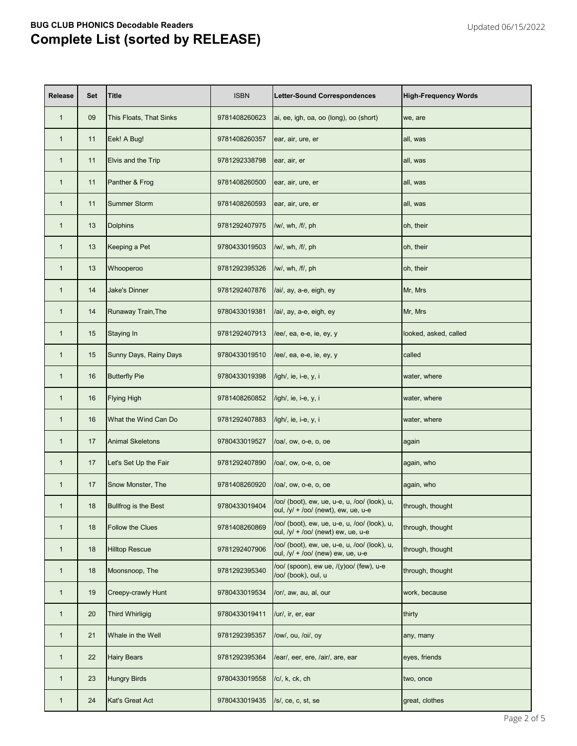**BUG CLUB PHONICS Decodable Readers**

# Complete List (sorted by RELEASE)

Updated 06/15/2022

| Release | Set | Title | ISBN | Letter-Sound Correspondences | High-Frequency Words |
|---|---|---|---|---|---|
| 1 | 09 | This Floats, That Sinks | 9781408260623 | ai, ee, igh, oa, oo (long), oo (short) | we, are |
| 1 | 11 | Eek! A Bug! | 9781408260357 | ear, air, ure, er | all, was |
| 1 | 11 | Elvis and the Trip | 9781292338798 | ear, air, er | all, was |
| 1 | 11 | Panther & Frog | 9781408260500 | ear, air, ure, er | all, was |
| 1 | 11 | Summer Storm | 9781408260593 | ear, air, ure, er | all, was |
| 1 | 13 | Dolphins | 9781292407975 | /w/, wh, /f/, ph | oh, their |
| 1 | 13 | Keeping a Pet | 9780433019503 | /w/, wh, /f/, ph | oh, their |
| 1 | 13 | Whooperoo | 9781292395326 | /w/, wh, /f/, ph | oh, their |
| 1 | 14 | Jake's Dinner | 9781292407876 | /ai/, ay, a-e, eigh, ey | Mr, Mrs |
| 1 | 14 | Runaway Train,The | 9780433019381 | /ai/, ay, a-e, eigh, ey | Mr, Mrs |
| 1 | 15 | Staying In | 9781292407913 | /ee/, ea, e-e, ie, ey, y | looked, asked, called |
| 1 | 15 | Sunny Days, Rainy Days | 9780433019510 | /ee/, ea, e-e, ie, ey, y | called |
| 1 | 16 | Butterfly Pie | 9780433019398 | /igh/, ie, i-e, y, i | water, where |
| 1 | 16 | Flying High | 9781408260852 | /igh/, ie, i-e, y, i | water, where |
| 1 | 16 | What the Wind Can Do | 9781292407883 | /igh/, ie, i-e, y, i | water, where |
| 1 | 17 | Animal Skeletons | 9780433019527 | /oa/, ow, o-e, o, oe | again |
| 1 | 17 | Let's Set Up the Fair | 9781292407890 | /oa/, ow, o-e, o, oe | again, who |
| 1 | 17 | Snow Monster, The | 9781408260920 | /oa/, ow, o-e, o, oe | again, who |
| 1 | 18 | Bullfrog is the Best | 9780433019404 | /oo/ (boot), ew, ue, u-e, u, /oo/ (look), u, oul, /y/ + /oo/ (newt), ew, ue, u-e | through, thought |
| 1 | 18 | Follow the Clues | 9781408260869 | /oo/ (boot), ew, ue, u-e, u, /oo/ (look), u, oul, /y/ + /oo/ (newt) ew, ue, u-e | through, thought |
| 1 | 18 | Hilltop Rescue | 9781292407906 | /oo/ (boot), ew, ue, u-e, u, /oo/ (look), u, oul, /y/ + /oo/ (new) ew, ue, u-e | through, thought |
| 1 | 18 | Moonsnoop, The | 9781292395340 | /oo/ (spoon), ew ue, /(y)oo/ (few), u-e /oo/ (book), oul, u | through, thought |
| 1 | 19 | Creepy-crawly Hunt | 9780433019534 | /or/, aw, au, al, our | work, because |
| 1 | 20 | Third Whirligig | 9780433019411 | /ur/, ir, er, ear | thirty |
| 1 | 21 | Whale in the Well | 9781292395357 | /ow/, ou, /oi/, oy | any, many |
| 1 | 22 | Hairy Bears | 9781292395364 | /ear/, eer, ere, /air/, are, ear | eyes, friends |
| 1 | 23 | Hungry Birds | 9780433019558 | /c/, k, ck, ch | two, once |
| 1 | 24 | Kat's Great Act | 9780433019435 | /s/, ce, c, st, se | great, clothes |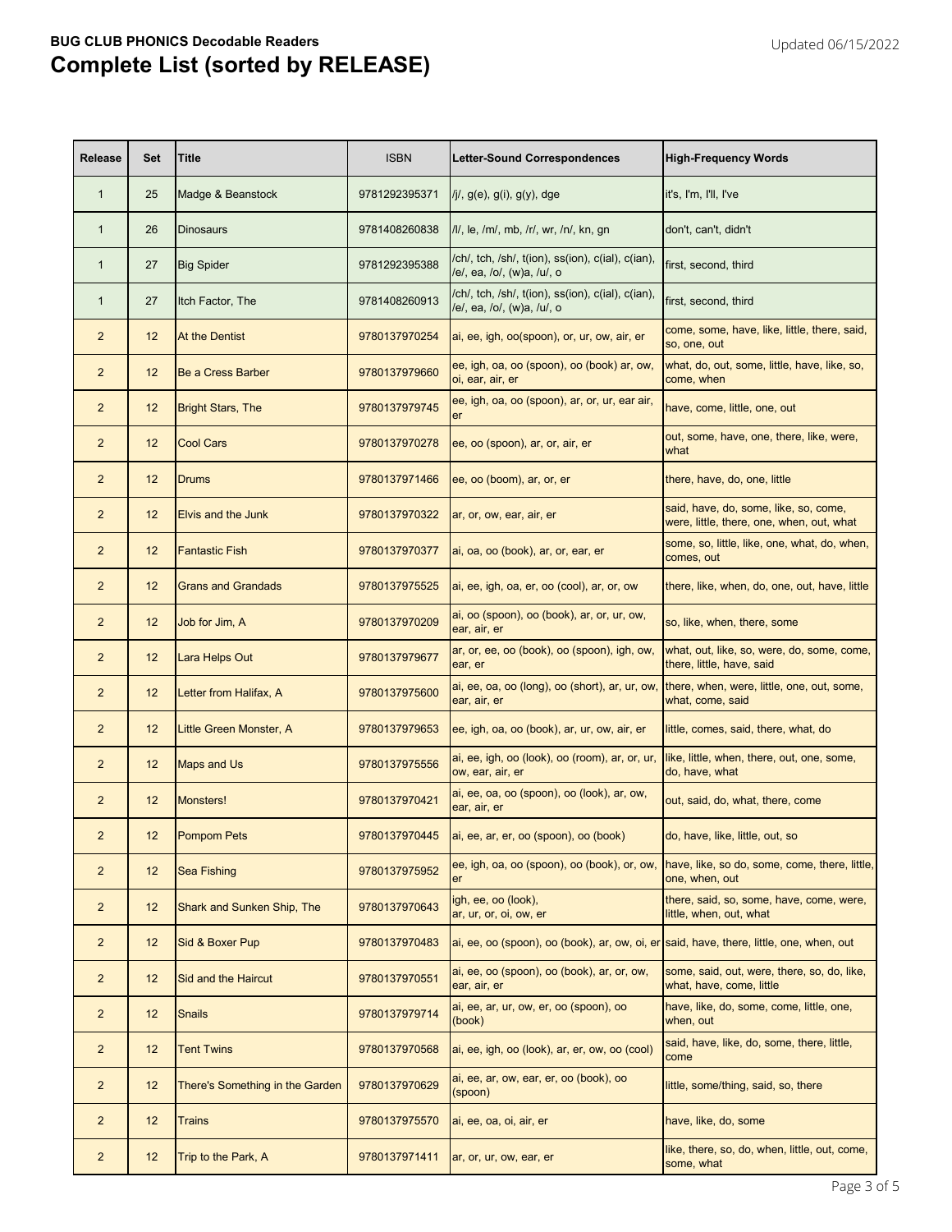**BUG CLUB PHONICS Decodable Readers**

# Complete List (sorted by RELEASE)

Updated 06/15/2022

| Release | Set | Title | ISBN | Letter-Sound Correspondences | High-Frequency Words |
|---|---|---|---|---|---|
| 1 | 25 | Madge & Beanstock | 9781292395371 | /j/, g(e), g(i), g(y), dge | it's, I'm, I'll, I've |
| 1 | 26 | Dinosaurs | 9781408260838 | /l/, le, /m/, mb, /r/, wr, /n/, kn, gn | don't, can't, didn't |
| 1 | 27 | Big Spider | 9781292395388 | /ch/, tch, /sh/, t(ion), ss(ion), c(ial), c(ian), /e/, ea, /o/, (w)a, /u/, o | first, second, third |
| 1 | 27 | Itch Factor, The | 9781408260913 | /ch/, tch, /sh/, t(ion), ss(ion), c(ial), c(ian), /e/, ea, /o/, (w)a, /u/, o | first, second, third |
| 2 | 12 | At the Dentist | 9780137970254 | ai, ee, igh, oo(spoon), or, ur, ow, air, er | come, some, have, like, little, there, said, so, one, out |
| 2 | 12 | Be a Cress Barber | 9780137979660 | ee, igh, oa, oo (spoon), oo (book) ar, ow, oi, ear, air, er | what, do, out, some, little, have, like, so, come, when |
| 2 | 12 | Bright Stars, The | 9780137979745 | ee, igh, oa, oo (spoon), ar, or, ur, ear air, er | have, come, little, one, out |
| 2 | 12 | Cool Cars | 9780137970278 | ee, oo (spoon), ar, or, air, er | out, some, have, one, there, like, were, what |
| 2 | 12 | Drums | 9780137971466 | ee, oo (boom), ar, or, er | there, have, do, one, little |
| 2 | 12 | Elvis and the Junk | 9780137970322 | ar, or, ow, ear, air, er | said, have, do, some, like, so, come, were, little, there, one, when, out, what |
| 2 | 12 | Fantastic Fish | 9780137970377 | ai, oa, oo (book), ar, or, ear, er | some, so, little, like, one, what, do, when, comes, out |
| 2 | 12 | Grans and Grandads | 9780137975525 | ai, ee, igh, oa, er, oo (cool), ar, or, ow | there, like, when, do, one, out, have, little |
| 2 | 12 | Job for Jim, A | 9780137970209 | ai, oo (spoon), oo (book), ar, or, ur, ow, ear, air, er | so, like, when, there, some |
| 2 | 12 | Lara Helps Out | 9780137979677 | ar, or, ee, oo (book), oo (spoon), igh, ow, ear, er | what, out, like, so, were, do, some, come, there, little, have, said |
| 2 | 12 | Letter from Halifax, A | 9780137975600 | ai, ee, oa, oo (long), oo (short), ar, ur, ow, ear, air, er | there, when, were, little, one, out, some, what, come, said |
| 2 | 12 | Little Green Monster, A | 9780137979653 | ee, igh, oa, oo (book), ar, ur, ow, air, er | little, comes, said, there, what, do |
| 2 | 12 | Maps and Us | 9780137975556 | ai, ee, igh, oo (look), oo (room), ar, or, ur, ow, ear, air, er | like, little, when, there, out, one, some, do, have, what |
| 2 | 12 | Monsters! | 9780137970421 | ai, ee, oa, oo (spoon), oo (look), ar, ow, ear, air, er | out, said, do, what, there, come |
| 2 | 12 | Pompom Pets | 9780137970445 | ai, ee, ar, er, oo (spoon), oo (book) | do, have, like, little, out, so |
| 2 | 12 | Sea Fishing | 9780137975952 | ee, igh, oa, oo (spoon), oo (book), or, ow, er | have, like, so do, some, come, there, little, one, when, out |
| 2 | 12 | Shark and Sunken Ship, The | 9780137970643 | igh, ee, oo (look), ar, ur, or, oi, ow, er | there, said, so, some, have, come, were, little, when, out, what |
| 2 | 12 | Sid & Boxer Pup | 9780137970483 | ai, ee, oo (spoon), oo (book), ar, ow, oi, er | said, have, there, little, one, when, out |
| 2 | 12 | Sid and the Haircut | 9780137970551 | ai, ee, oo (spoon), oo (book), ar, or, ow, ear, air, er | some, said, out, were, there, so, do, like, what, have, come, little |
| 2 | 12 | Snails | 9780137979714 | ai, ee, ar, ur, ow, er, oo (spoon), oo (book) | have, like, do, some, come, little, one, when, out |
| 2 | 12 | Tent Twins | 9780137970568 | ai, ee, igh, oo (look), ar, er, ow, oo (cool) | said, have, like, do, some, there, little, come |
| 2 | 12 | There's Something in the Garden | 9780137970629 | ai, ee, ar, ow, ear, er, oo (book), oo (spoon) | little, some/thing, said, so, there |
| 2 | 12 | Trains | 9780137975570 | ai, ee, oa, oi, air, er | have, like, do, some |
| 2 | 12 | Trip to the Park, A | 9780137971411 | ar, or, ur, ow, ear, er | like, there, so, do, when, little, out, come, some, what |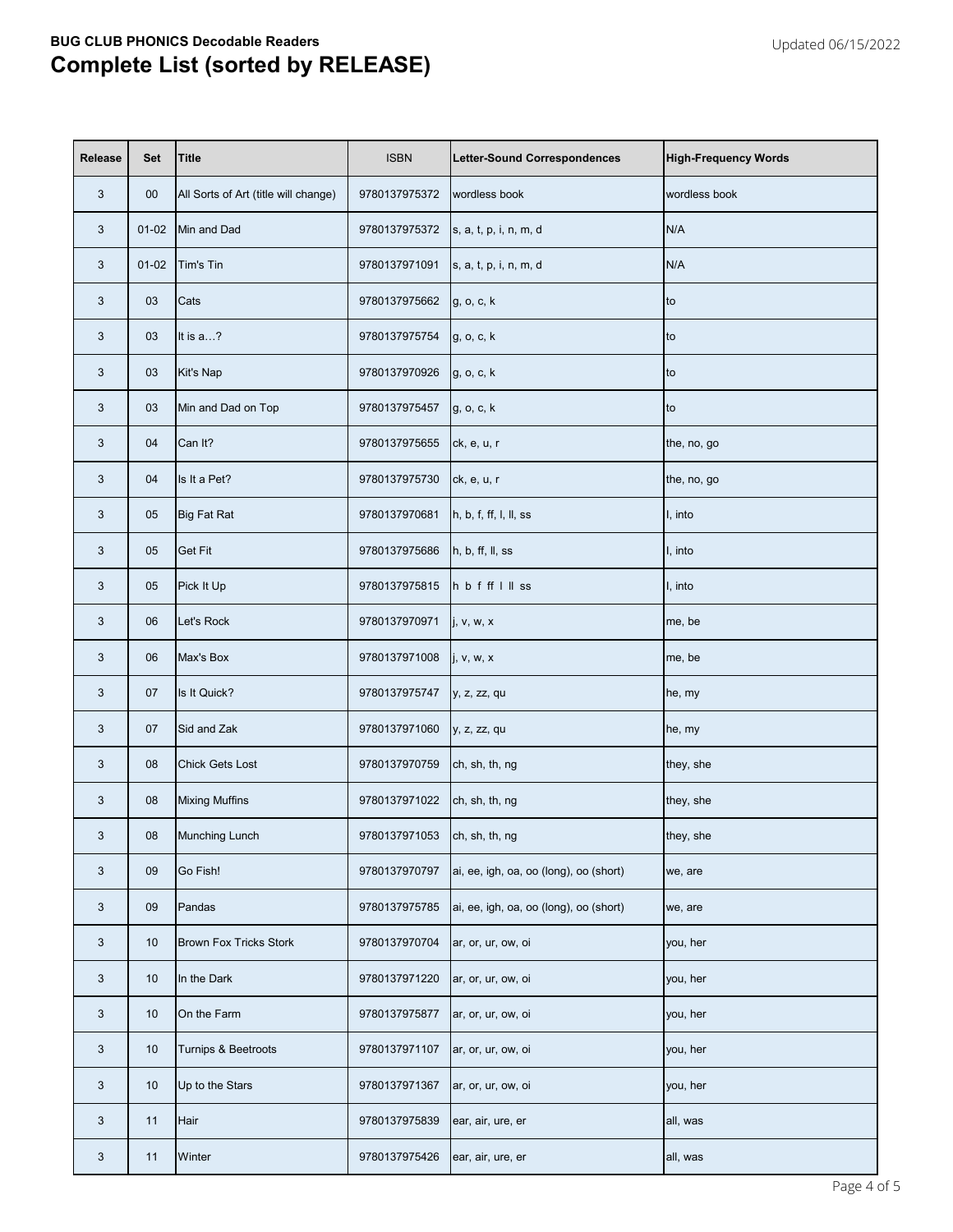**BUG CLUB PHONICS Decodable Readers**

# Complete List (sorted by RELEASE)

Updated 06/15/2022

| Release | Set | Title | ISBN | Letter-Sound Correspondences | High-Frequency Words |
|---|---|---|---|---|---|
| 3 | 00 | All Sorts of Art (title will change) | 9780137975372 | wordless book | wordless book |
| 3 | 01-02 | Min and Dad | 9780137975372 | s, a, t, p, i, n, m, d | N/A |
| 3 | 01-02 | Tim's Tin | 9780137971091 | s, a, t, p, i, n, m, d | N/A |
| 3 | 03 | Cats | 9780137975662 | g, o, c, k | to |
| 3 | 03 | It is a…? | 9780137975754 | g, o, c, k | to |
| 3 | 03 | Kit's Nap | 9780137970926 | g, o, c, k | to |
| 3 | 03 | Min and Dad on Top | 9780137975457 | g, o, c, k | to |
| 3 | 04 | Can It? | 9780137975655 | ck, e, u, r | the, no, go |
| 3 | 04 | Is It a Pet? | 9780137975730 | ck, e, u, r | the, no, go |
| 3 | 05 | Big Fat Rat | 9780137970681 | h, b, f, ff, l, ll, ss | I, into |
| 3 | 05 | Get Fit | 9780137975686 | h, b, ff, ll, ss | I, into |
| 3 | 05 | Pick It Up | 9780137975815 | h b f ff l ll ss | I, into |
| 3 | 06 | Let's Rock | 9780137970971 | j, v, w, x | me, be |
| 3 | 06 | Max's Box | 9780137971008 | j, v, w, x | me, be |
| 3 | 07 | Is It Quick? | 9780137975747 | y, z, zz, qu | he, my |
| 3 | 07 | Sid and Zak | 9780137971060 | y, z, zz, qu | he, my |
| 3 | 08 | Chick Gets Lost | 9780137970759 | ch, sh, th, ng | they, she |
| 3 | 08 | Mixing Muffins | 9780137971022 | ch, sh, th, ng | they, she |
| 3 | 08 | Munching Lunch | 9780137971053 | ch, sh, th, ng | they, she |
| 3 | 09 | Go Fish! | 9780137970797 | ai, ee, igh, oa, oo (long), oo (short) | we, are |
| 3 | 09 | Pandas | 9780137975785 | ai, ee, igh, oa, oo (long), oo (short) | we, are |
| 3 | 10 | Brown Fox Tricks Stork | 9780137970704 | ar, or, ur, ow, oi | you, her |
| 3 | 10 | In the Dark | 9780137971220 | ar, or, ur, ow, oi | you, her |
| 3 | 10 | On the Farm | 9780137975877 | ar, or, ur, ow, oi | you, her |
| 3 | 10 | Turnips & Beetroots | 9780137971107 | ar, or, ur, ow, oi | you, her |
| 3 | 10 | Up to the Stars | 9780137971367 | ar, or, ur, ow, oi | you, her |
| 3 | 11 | Hair | 9780137975839 | ear, air, ure, er | all, was |
| 3 | 11 | Winter | 9780137975426 | ear, air, ure, er | all, was |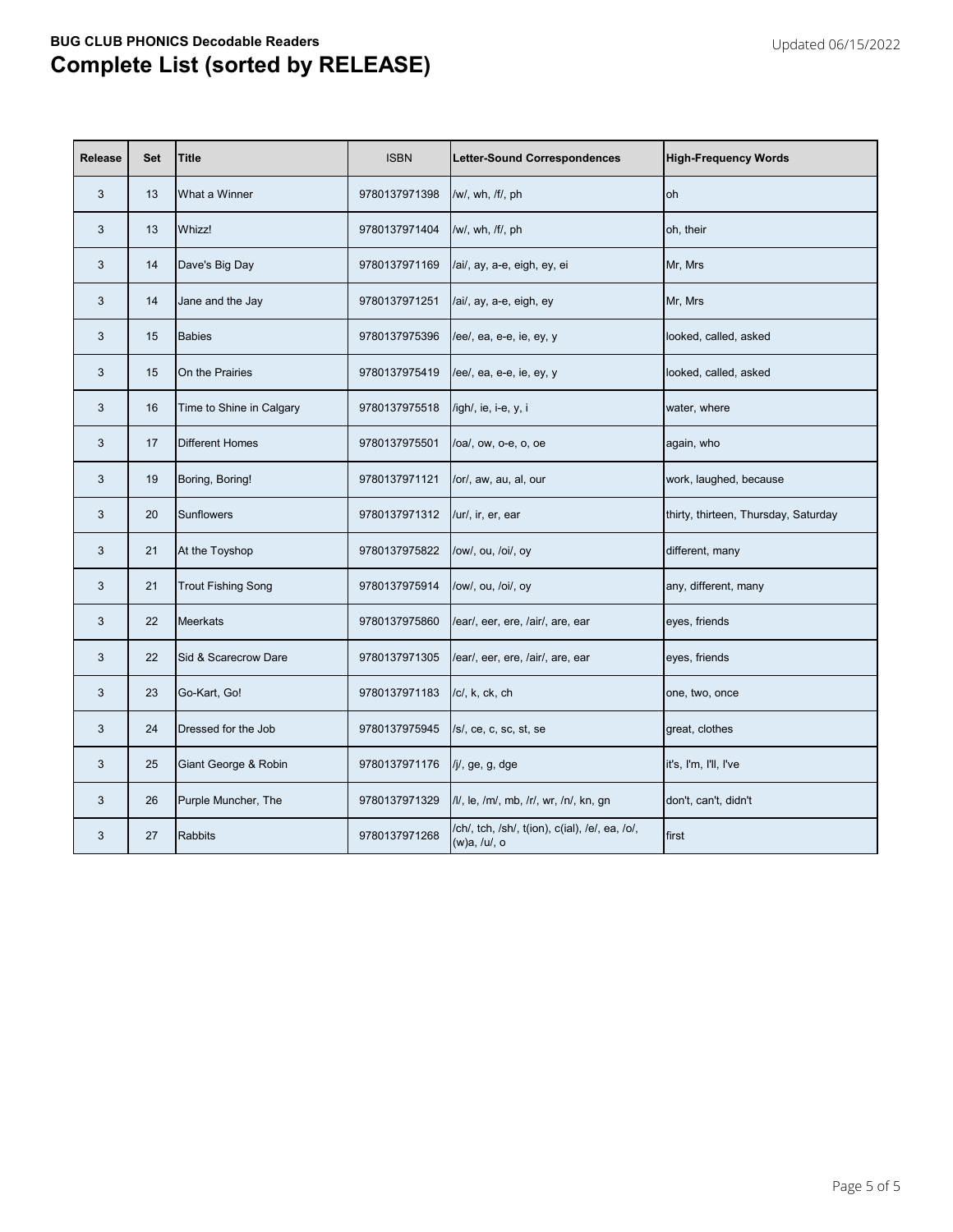**BUG CLUB PHONICS Decodable Readers**

# Complete List (sorted by RELEASE)

Updated 06/15/2022

| Release | Set | Title | ISBN | Letter-Sound Correspondences | High-Frequency Words |
|---|---|---|---|---|---|
| 3 | 13 | What a Winner | 9780137971398 | /w/, wh, /f/, ph | oh |
| 3 | 13 | Whizz! | 9780137971404 | /w/, wh, /f/, ph | oh, their |
| 3 | 14 | Dave's Big Day | 9780137971169 | /ai/, ay, a-e, eigh, ey, ei | Mr, Mrs |
| 3 | 14 | Jane and the Jay | 9780137971251 | /ai/, ay, a-e, eigh, ey | Mr, Mrs |
| 3 | 15 | Babies | 9780137975396 | /ee/, ea, e-e, ie, ey, y | looked, called, asked |
| 3 | 15 | On the Prairies | 9780137975419 | /ee/, ea, e-e, ie, ey, y | looked, called, asked |
| 3 | 16 | Time to Shine in Calgary | 9780137975518 | /igh/, ie, i-e, y, i | water, where |
| 3 | 17 | Different Homes | 9780137975501 | /oa/, ow, o-e, o, oe | again, who |
| 3 | 19 | Boring, Boring! | 9780137971121 | /or/, aw, au, al, our | work, laughed, because |
| 3 | 20 | Sunflowers | 9780137971312 | /ur/, ir, er, ear | thirty, thirteen, Thursday, Saturday |
| 3 | 21 | At the Toyshop | 9780137975822 | /ow/, ou, /oi/, oy | different, many |
| 3 | 21 | Trout Fishing Song | 9780137975914 | /ow/, ou, /oi/, oy | any, different, many |
| 3 | 22 | Meerkats | 9780137975860 | /ear/, eer, ere, /air/, are, ear | eyes, friends |
| 3 | 22 | Sid & Scarecrow Dare | 9780137971305 | /ear/, eer, ere, /air/, are, ear | eyes, friends |
| 3 | 23 | Go-Kart, Go! | 9780137971183 | /c/, k, ck, ch | one, two, once |
| 3 | 24 | Dressed for the Job | 9780137975945 | /s/, ce, c, sc, st, se | great, clothes |
| 3 | 25 | Giant George & Robin | 9780137971176 | /j/, ge, g, dge | it's, I'm, I'll, I've |
| 3 | 26 | Purple Muncher, The | 9780137971329 | /l/, le, /m/, mb, /r/, wr, /n/, kn, gn | don't, can't, didn't |
| 3 | 27 | Rabbits | 9780137971268 | /ch/, tch, /sh/, t(ion), c(ial), /e/, ea, /o/, (w)a, /u/, o | first |